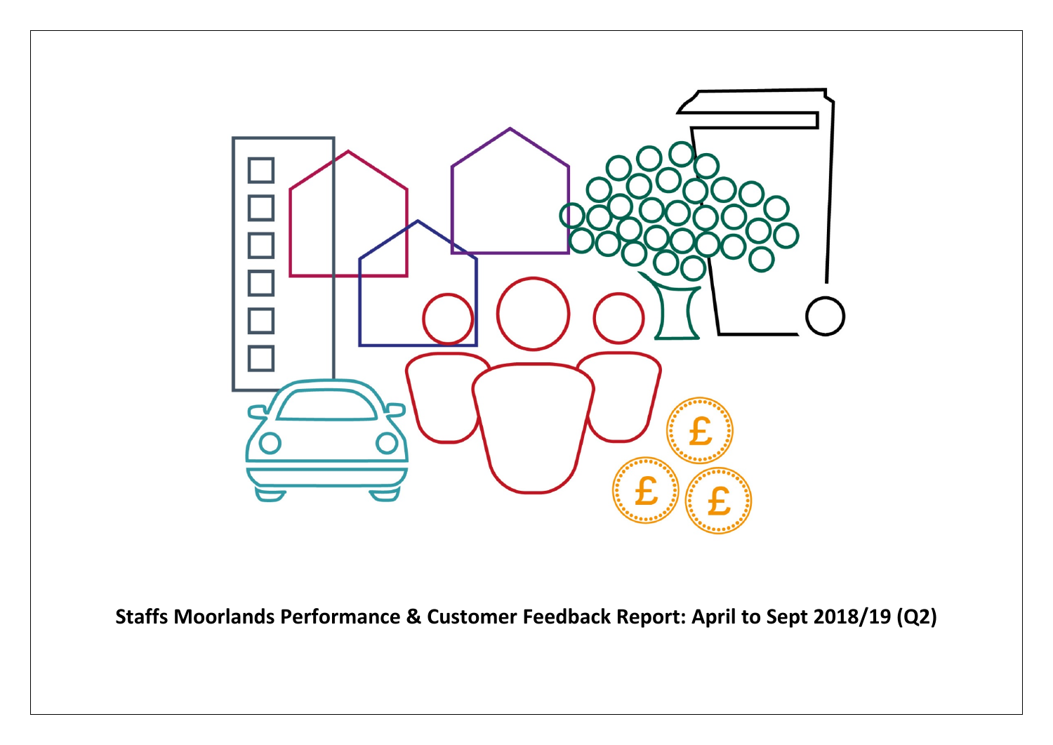**Staffs Moorlands Performance & Customer Feedback Report: April to Sept 2018/19 (Q2)**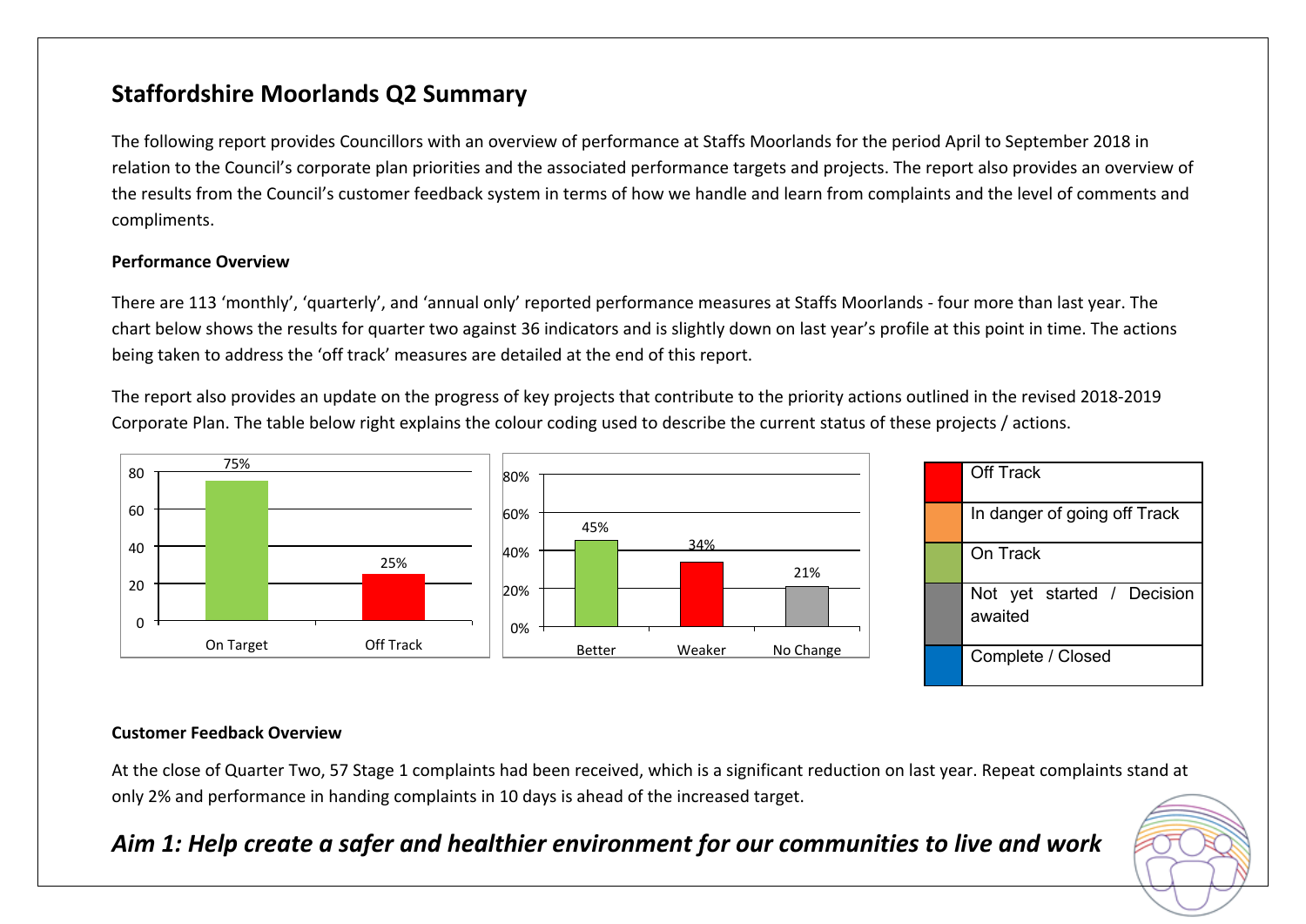## Staffordshire Moorlands Q2 Summary

The following report provides Councillors with an overview of performance at Staffs Moorlands for the period April to September 2018 in relation to the Council's corporate plan priorities and the associated performance targets and projects. The report also provides an overview of the results from the Council's customer feedback system in terms of how we handle and learn from complaints and the level of comments and compliments.

**Performance Overview**

There are 113 'monthly', 'quarterly', and 'annual only' reported performance measures at Staffs Moorlands - four more than last year. The chart below shows the results for quarter two against 36 indicators and is slightly down on last year's profile at this point in time. The actions being taken to address the 'off track' measures are detailed at the end of this report.

The report also provides an update on the progress of key projects that contribute to the priority actions outlined in the revised 2018-2019 Corporate Plan. The table below right explains the colour coding used to describe the current status of these projects / actions.

| On Target | Off Track |
| --- | --- |
| 75% | 25% |

| Better | Weaker | No Change |
| --- | --- | --- |
| 45% | 34% | 21% |

| Colour | Status |
| --- | --- |
| Red | Off Track |
| Orange | In danger of going off Track |
| Green | On Track |
| Grey | Not yet started / Decision awaited |
| Blue | Complete / Closed |

**Customer Feedback Overview**

At the close of Quarter Two, 57 Stage 1 complaints had been received, which is a significant reduction on last year. Repeat complaints stand at only 2% and performance in handing complaints in 10 days is ahead of the increased target.

## *Aim 1: Help create a safer and healthier environment for our communities to live and work*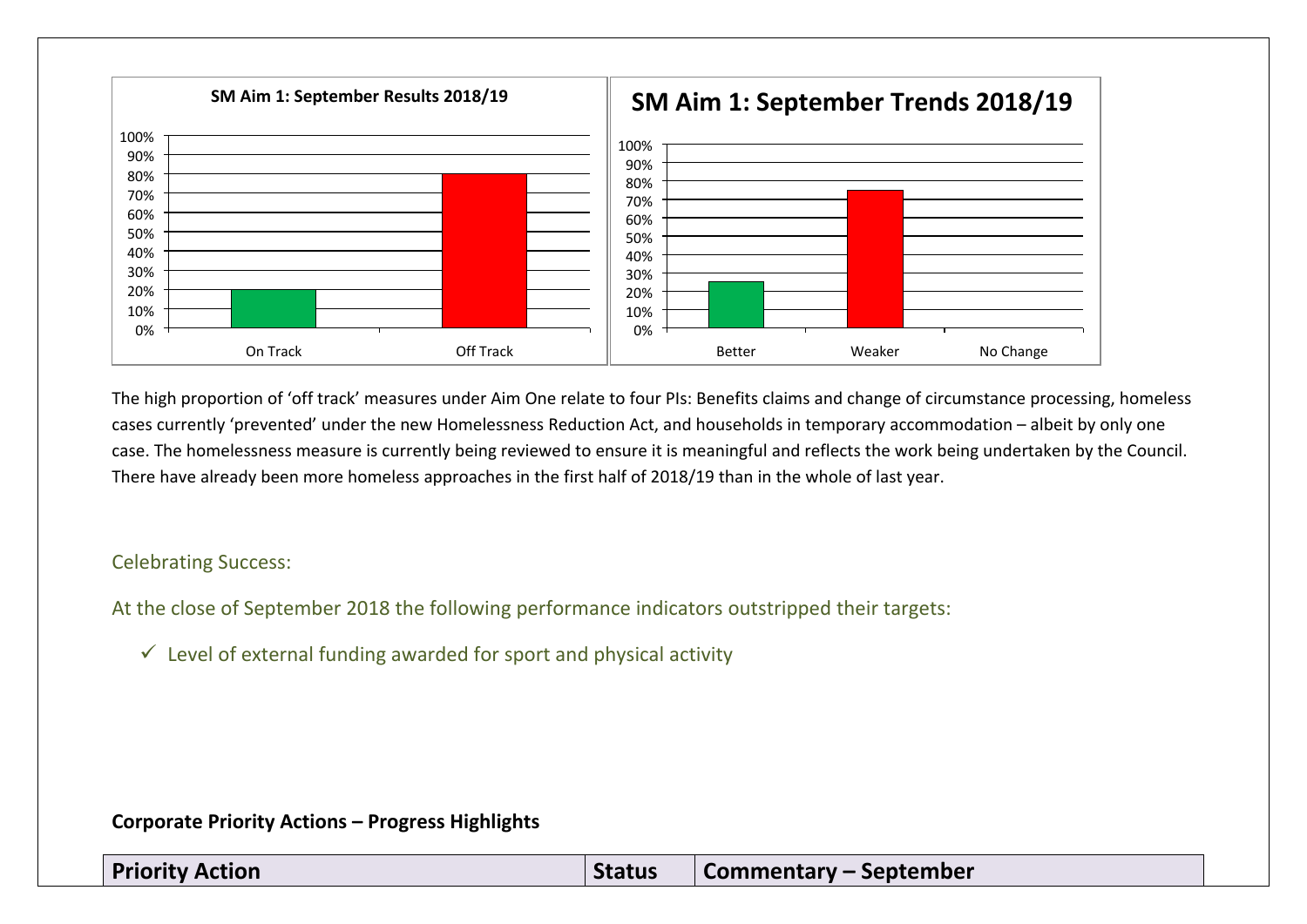**SM Aim 1: September Results 2018/19**

| | On Track | Off Track |
|---|---|---|
| % | 20% | 80% |

**SM Aim 1: September Trends 2018/19**

| | Better | Weaker | No Change |
|---|---|---|---|
| % | 25% | 75% | 0% |

The high proportion of 'off track' measures under Aim One relate to four PIs: Benefits claims and change of circumstance processing, homeless cases currently 'prevented' under the new Homelessness Reduction Act, and households in temporary accommodation – albeit by only one case. The homelessness measure is currently being reviewed to ensure it is meaningful and reflects the work being undertaken by the Council. There have already been more homeless approaches in the first half of 2018/19 than in the whole of last year.

Celebrating Success:

At the close of September 2018 the following performance indicators outstripped their targets:

- ✓ Level of external funding awarded for sport and physical activity

**Corporate Priority Actions – Progress Highlights**

| Priority Action | Status | Commentary – September |
|---|---|---|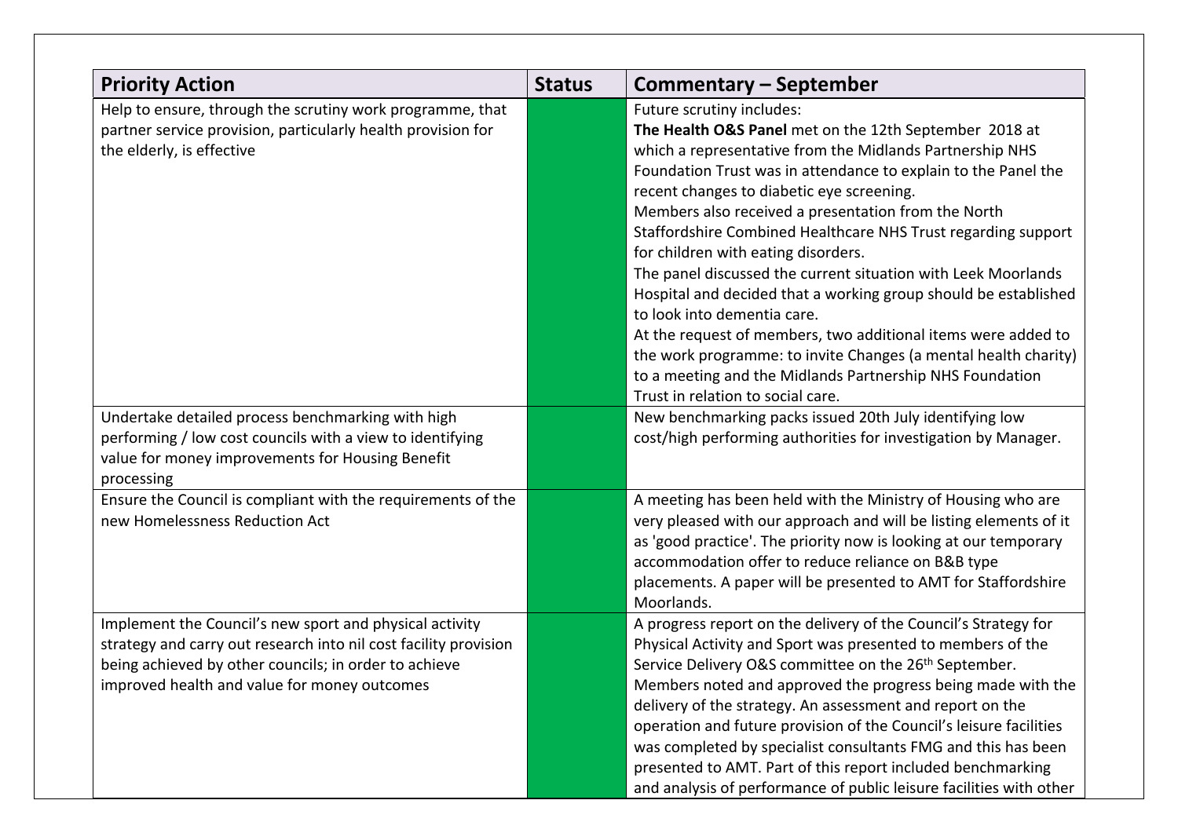| Priority Action | Status | Commentary – September |
|---|---|---|
| Help to ensure, through the scrutiny work programme, that partner service provision, particularly health provision for the elderly, is effective | | Future scrutiny includes:<br>**The Health O&S Panel** met on the 12th September 2018 at which a representative from the Midlands Partnership NHS Foundation Trust was in attendance to explain to the Panel the recent changes to diabetic eye screening.<br>Members also received a presentation from the North Staffordshire Combined Healthcare NHS Trust regarding support for children with eating disorders.<br>The panel discussed the current situation with Leek Moorlands Hospital and decided that a working group should be established to look into dementia care.<br>At the request of members, two additional items were added to the work programme: to invite Changes (a mental health charity) to a meeting and the Midlands Partnership NHS Foundation Trust in relation to social care. |
| Undertake detailed process benchmarking with high performing / low cost councils with a view to identifying value for money improvements for Housing Benefit processing | | New benchmarking packs issued 20th July identifying low cost/high performing authorities for investigation by Manager. |
| Ensure the Council is compliant with the requirements of the new Homelessness Reduction Act | | A meeting has been held with the Ministry of Housing who are very pleased with our approach and will be listing elements of it as 'good practice'. The priority now is looking at our temporary accommodation offer to reduce reliance on B&B type placements. A paper will be presented to AMT for Staffordshire Moorlands. |
| Implement the Council's new sport and physical activity strategy and carry out research into nil cost facility provision being achieved by other councils; in order to achieve improved health and value for money outcomes | | A progress report on the delivery of the Council's Strategy for Physical Activity and Sport was presented to members of the Service Delivery O&S committee on the 26th September. Members noted and approved the progress being made with the delivery of the strategy. An assessment and report on the operation and future provision of the Council's leisure facilities was completed by specialist consultants FMG and this has been presented to AMT. Part of this report included benchmarking and analysis of performance of public leisure facilities with other |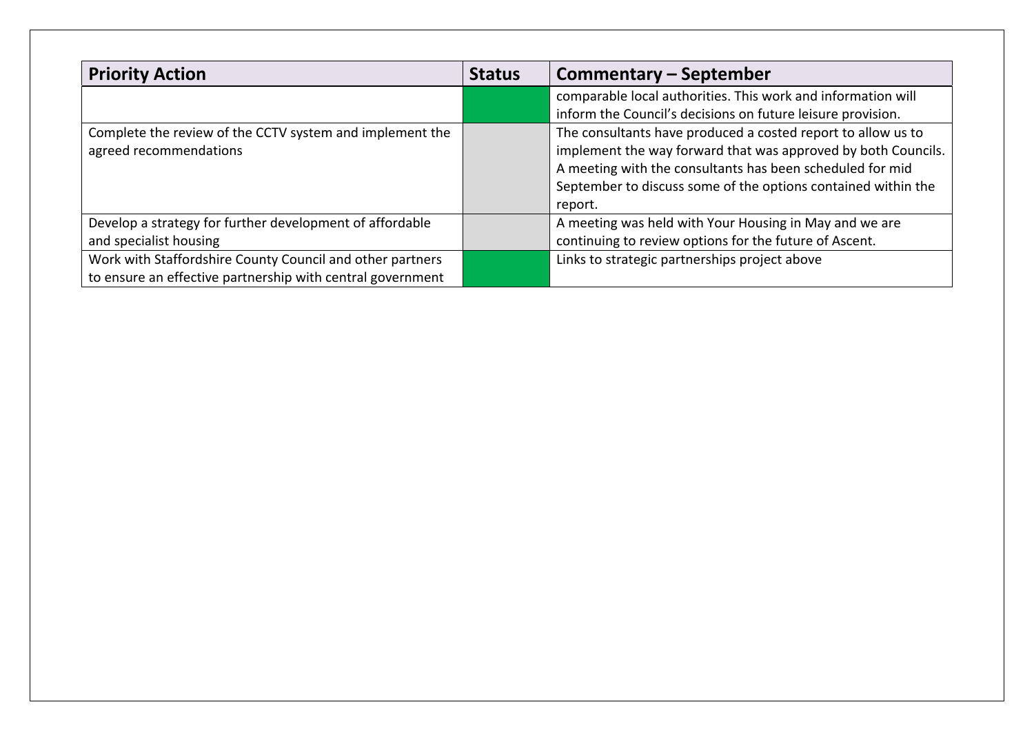| Priority Action | Status | Commentary – September |
|---|---|---|
| | | comparable local authorities. This work and information will inform the Council's decisions on future leisure provision. |
| Complete the review of the CCTV system and implement the agreed recommendations | | The consultants have produced a costed report to allow us to implement the way forward that was approved by both Councils. A meeting with the consultants has been scheduled for mid September to discuss some of the options contained within the report. |
| Develop a strategy for further development of affordable and specialist housing | | A meeting was held with Your Housing in May and we are continuing to review options for the future of Ascent. |
| Work with Staffordshire County Council and other partners to ensure an effective partnership with central government | | Links to strategic partnerships project above |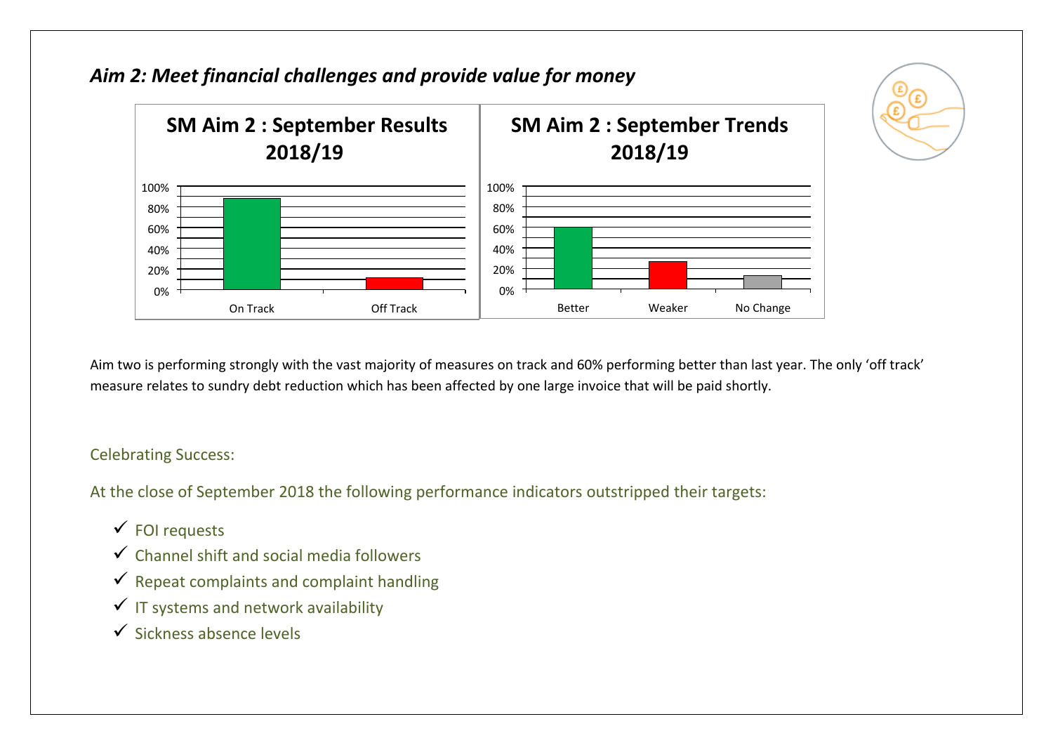## *Aim 2: Meet financial challenges and provide value for money*

**SM Aim 2 : September Results 2018/19**

**SM Aim 2 : September Trends 2018/19**

Aim two is performing strongly with the vast majority of measures on track and 60% performing better than last year. The only 'off track' measure relates to sundry debt reduction which has been affected by one large invoice that will be paid shortly.

Celebrating Success:

At the close of September 2018 the following performance indicators outstripped their targets:

- ✓ FOI requests
- ✓ Channel shift and social media followers
- ✓ Repeat complaints and complaint handling
- ✓ IT systems and network availability
- ✓ Sickness absence levels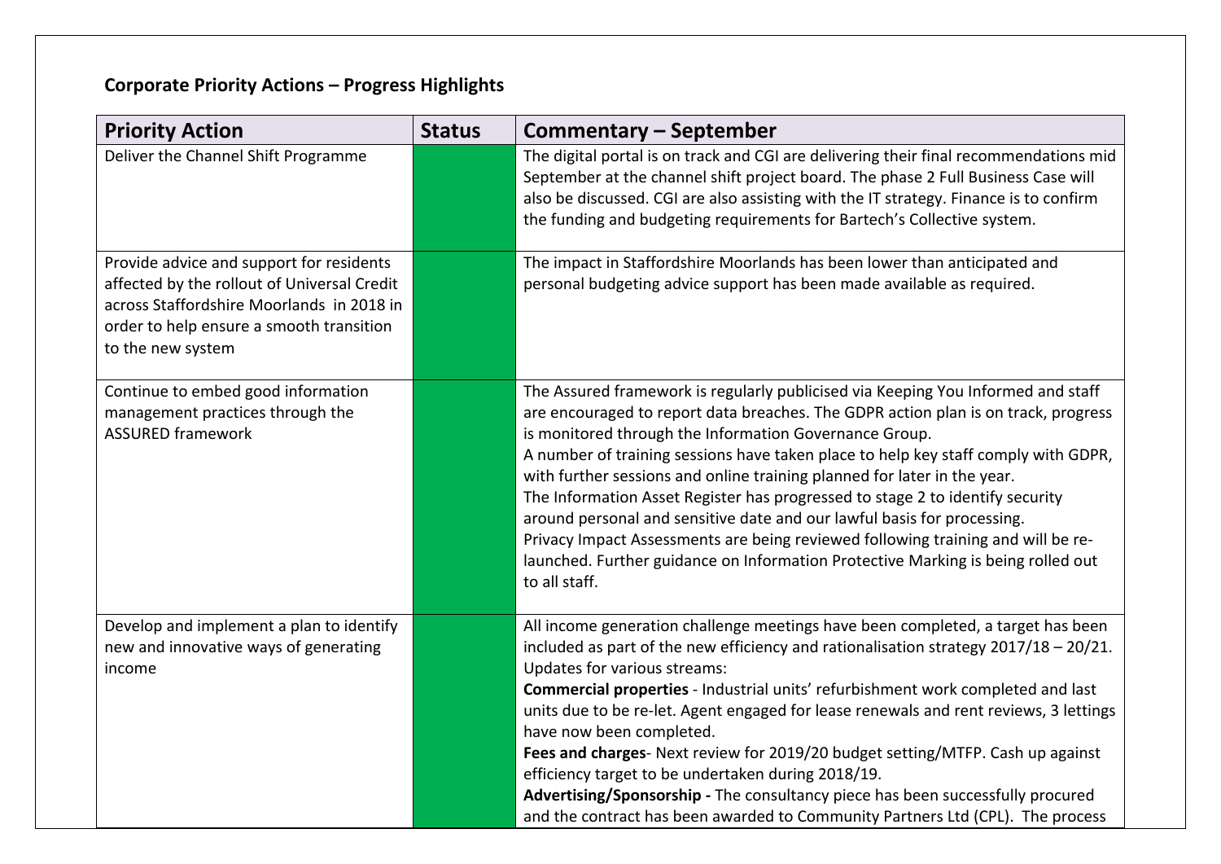**Corporate Priority Actions – Progress Highlights**

| Priority Action | Status | Commentary – September |
|---|---|---|
| Deliver the Channel Shift Programme | | The digital portal is on track and CGI are delivering their final recommendations mid September at the channel shift project board. The phase 2 Full Business Case will also be discussed. CGI are also assisting with the IT strategy. Finance is to confirm the funding and budgeting requirements for Bartech's Collective system. |
| Provide advice and support for residents affected by the rollout of Universal Credit across Staffordshire Moorlands in 2018 in order to help ensure a smooth transition to the new system | | The impact in Staffordshire Moorlands has been lower than anticipated and personal budgeting advice support has been made available as required. |
| Continue to embed good information management practices through the ASSURED framework | | The Assured framework is regularly publicised via Keeping You Informed and staff are encouraged to report data breaches. The GDPR action plan is on track, progress is monitored through the Information Governance Group.<br>A number of training sessions have taken place to help key staff comply with GDPR, with further sessions and online training planned for later in the year.<br>The Information Asset Register has progressed to stage 2 to identify security around personal and sensitive date and our lawful basis for processing.<br>Privacy Impact Assessments are being reviewed following training and will be re-launched. Further guidance on Information Protective Marking is being rolled out to all staff. |
| Develop and implement a plan to identify new and innovative ways of generating income | | All income generation challenge meetings have been completed, a target has been included as part of the new efficiency and rationalisation strategy 2017/18 – 20/21.<br>Updates for various streams:<br>**Commercial properties** - Industrial units' refurbishment work completed and last units due to be re-let. Agent engaged for lease renewals and rent reviews, 3 lettings have now been completed.<br>**Fees and charges**- Next review for 2019/20 budget setting/MTFP. Cash up against efficiency target to be undertaken during 2018/19.<br>**Advertising/Sponsorship -** The consultancy piece has been successfully procured and the contract has been awarded to Community Partners Ltd (CPL). The process |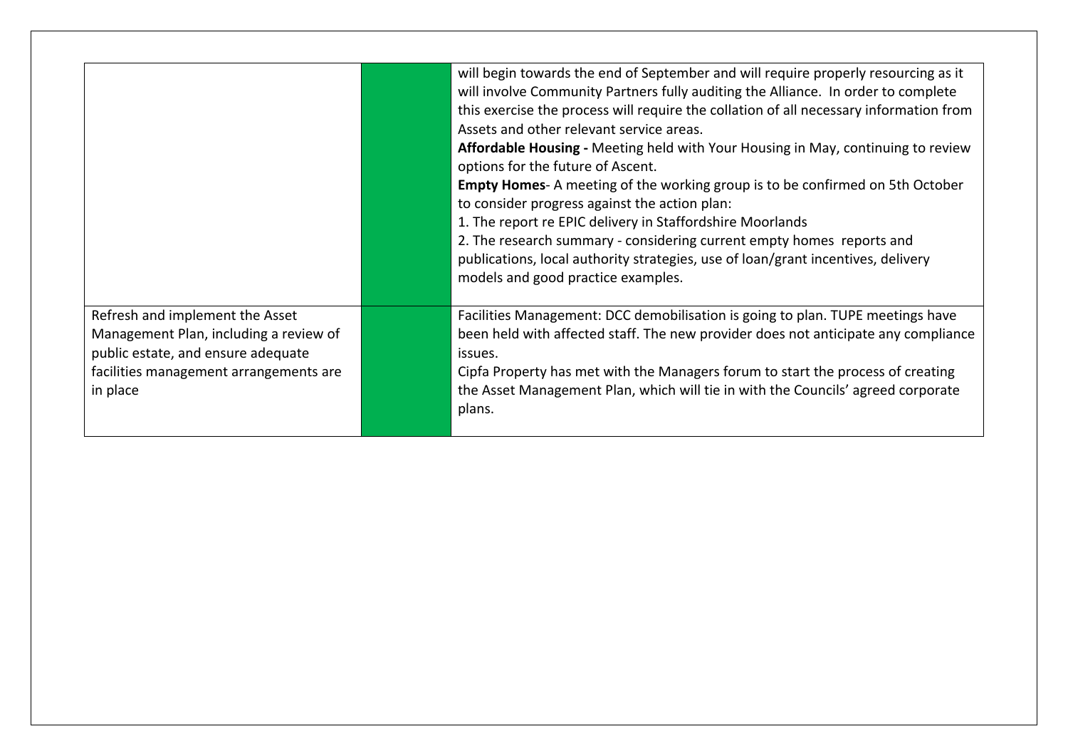| | | |
|---|---|---|
| | | will begin towards the end of September and will require properly resourcing as it will involve Community Partners fully auditing the Alliance. In order to complete this exercise the process will require the collation of all necessary information from Assets and other relevant service areas.<br>**Affordable Housing -** Meeting held with Your Housing in May, continuing to review options for the future of Ascent.<br>**Empty Homes**- A meeting of the working group is to be confirmed on 5th October to consider progress against the action plan:<br>1. The report re EPIC delivery in Staffordshire Moorlands<br>2. The research summary - considering current empty homes reports and publications, local authority strategies, use of loan/grant incentives, delivery models and good practice examples. |
| Refresh and implement the Asset Management Plan, including a review of public estate, and ensure adequate facilities management arrangements are in place | | Facilities Management: DCC demobilisation is going to plan. TUPE meetings have been held with affected staff. The new provider does not anticipate any compliance issues.<br>Cipfa Property has met with the Managers forum to start the process of creating the Asset Management Plan, which will tie in with the Councils' agreed corporate plans. |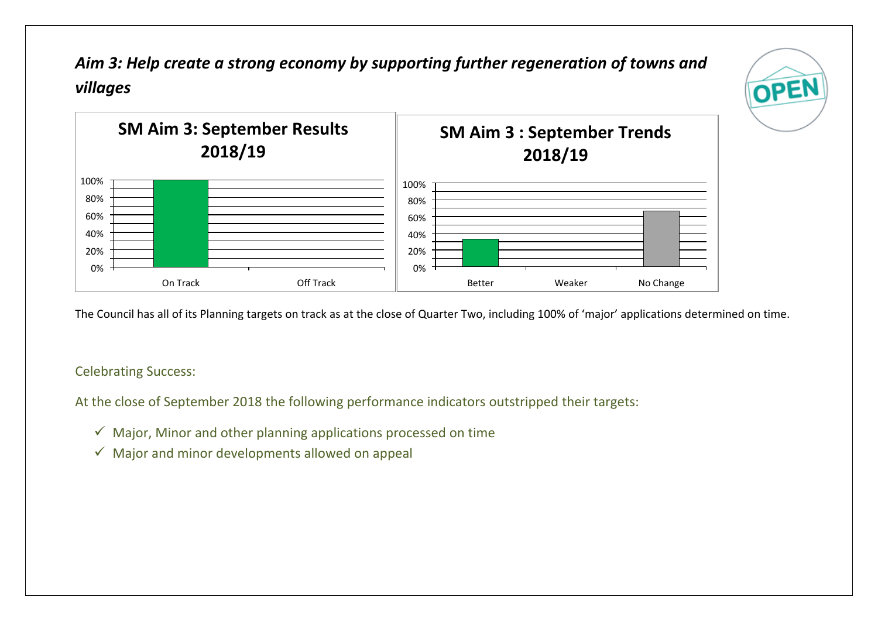## *Aim 3: Help create a strong economy by supporting further regeneration of towns and villages*

**SM Aim 3: September Results 2018/19**

| | On Track | Off Track |
|---|---|---|
| | 100% | 0% |

**SM Aim 3 : September Trends 2018/19**

| | Better | Weaker | No Change |
|---|---|---|---|
| | 33% | 0% | 67% |

The Council has all of its Planning targets on track as at the close of Quarter Two, including 100% of 'major' applications determined on time.

Celebrating Success:

At the close of September 2018 the following performance indicators outstripped their targets:

- ✓ Major, Minor and other planning applications processed on time
- ✓ Major and minor developments allowed on appeal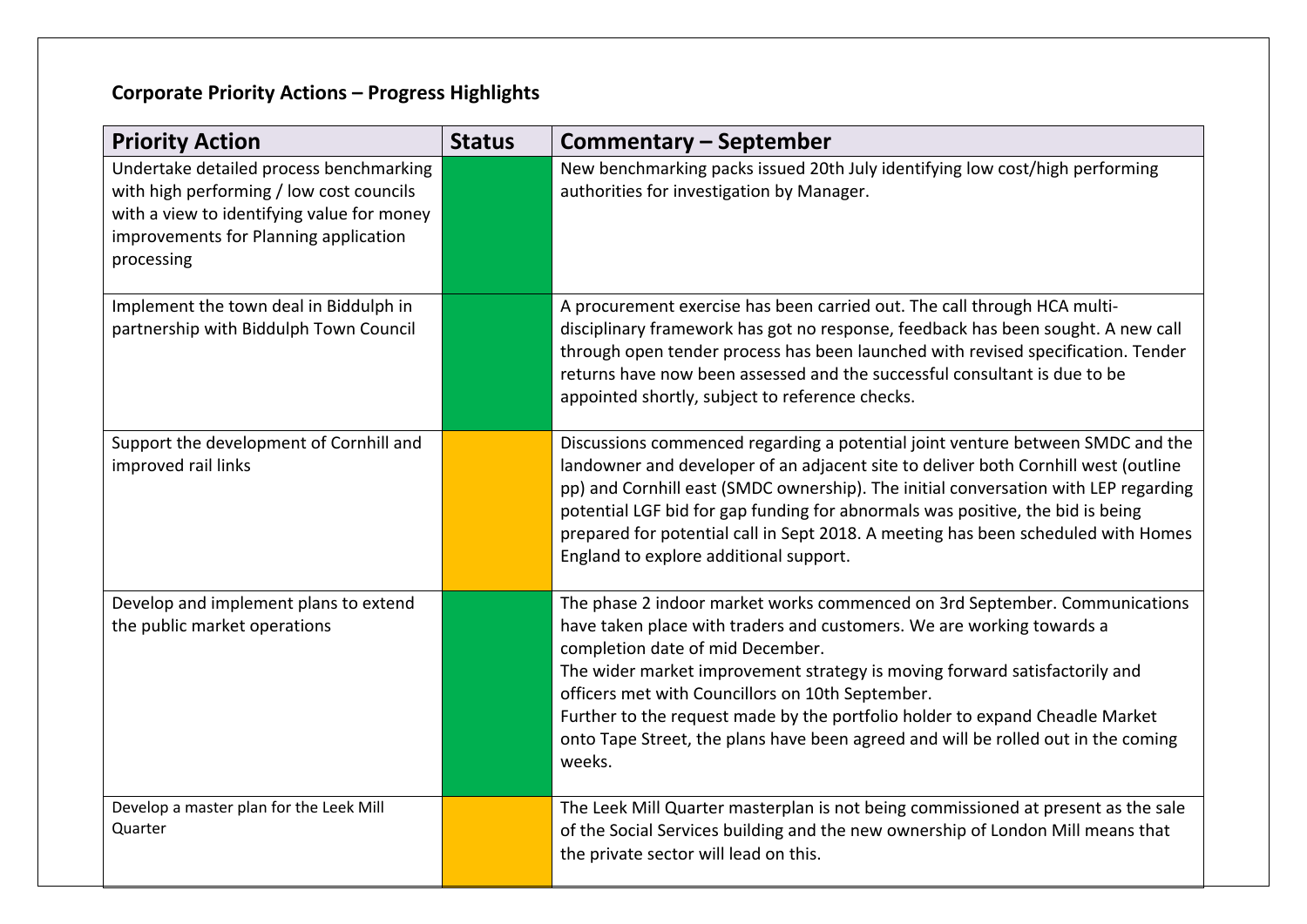## Corporate Priority Actions – Progress Highlights

| Priority Action | Status | Commentary – September |
|---|---|---|
| Undertake detailed process benchmarking with high performing / low cost councils with a view to identifying value for money improvements for Planning application processing | | New benchmarking packs issued 20th July identifying low cost/high performing authorities for investigation by Manager. |
| Implement the town deal in Biddulph in partnership with Biddulph Town Council | | A procurement exercise has been carried out. The call through HCA multi-disciplinary framework has got no response, feedback has been sought. A new call through open tender process has been launched with revised specification. Tender returns have now been assessed and the successful consultant is due to be appointed shortly, subject to reference checks. |
| Support the development of Cornhill and improved rail links | | Discussions commenced regarding a potential joint venture between SMDC and the landowner and developer of an adjacent site to deliver both Cornhill west (outline pp) and Cornhill east (SMDC ownership). The initial conversation with LEP regarding potential LGF bid for gap funding for abnormals was positive, the bid is being prepared for potential call in Sept 2018. A meeting has been scheduled with Homes England to explore additional support. |
| Develop and implement plans to extend the public market operations | | The phase 2 indoor market works commenced on 3rd September. Communications have taken place with traders and customers. We are working towards a completion date of mid December.<br>The wider market improvement strategy is moving forward satisfactorily and officers met with Councillors on 10th September.<br>Further to the request made by the portfolio holder to expand Cheadle Market onto Tape Street, the plans have been agreed and will be rolled out in the coming weeks. |
| Develop a master plan for the Leek Mill Quarter | | The Leek Mill Quarter masterplan is not being commissioned at present as the sale of the Social Services building and the new ownership of London Mill means that the private sector will lead on this. |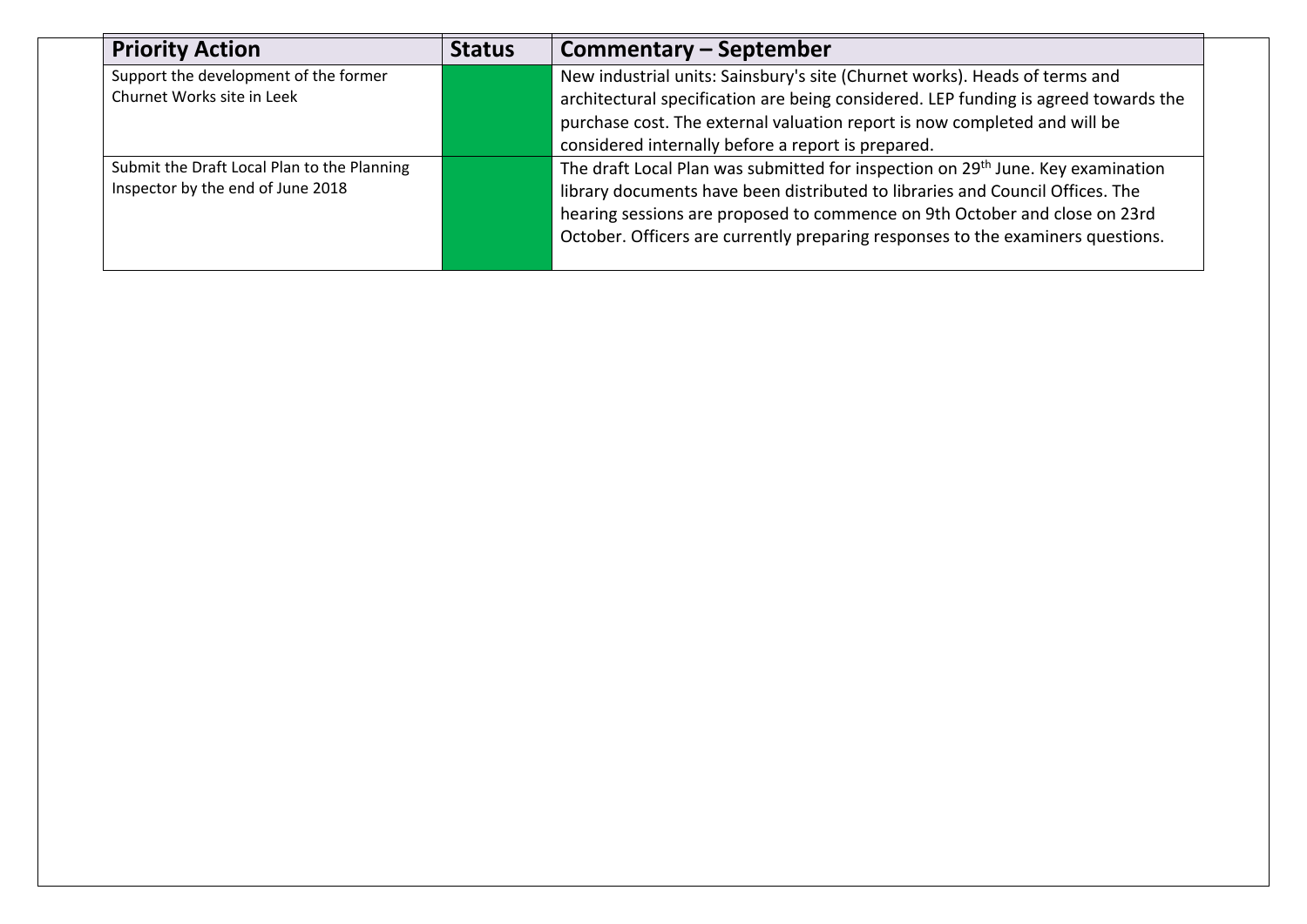| Priority Action | Status | Commentary – September |
| --- | --- | --- |
| Support the development of the former Churnet Works site in Leek | | New industrial units: Sainsbury's site (Churnet works). Heads of terms and architectural specification are being considered. LEP funding is agreed towards the purchase cost. The external valuation report is now completed and will be considered internally before a report is prepared. |
| Submit the Draft Local Plan to the Planning Inspector by the end of June 2018 | | The draft Local Plan was submitted for inspection on 29th June. Key examination library documents have been distributed to libraries and Council Offices. The hearing sessions are proposed to commence on 9th October and close on 23rd October. Officers are currently preparing responses to the examiners questions. |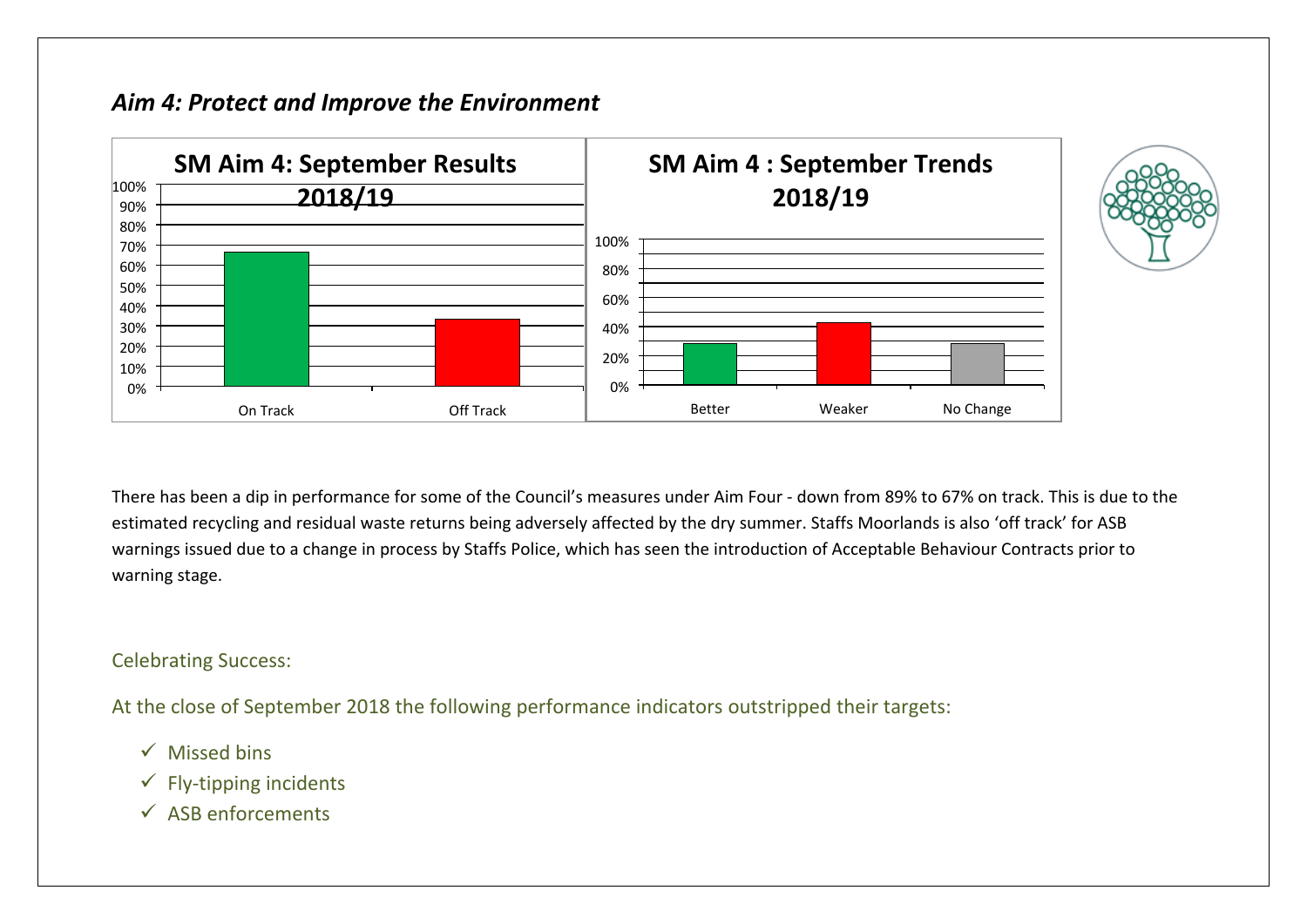## *Aim 4: Protect and Improve the Environment*

**SM Aim 4: September Results 2018/19**

| | On Track | Off Track |
|---|---|---|
| % | 67% | 33% |

**SM Aim 4 : September Trends 2018/19**

| | Better | Weaker | No Change |
|---|---|---|---|
| % | 29% | 43% | 29% |

There has been a dip in performance for some of the Council's measures under Aim Four - down from 89% to 67% on track. This is due to the estimated recycling and residual waste returns being adversely affected by the dry summer. Staffs Moorlands is also 'off track' for ASB warnings issued due to a change in process by Staffs Police, which has seen the introduction of Acceptable Behaviour Contracts prior to warning stage.

Celebrating Success:

At the close of September 2018 the following performance indicators outstripped their targets:

- ✓ Missed bins
- ✓ Fly-tipping incidents
- ✓ ASB enforcements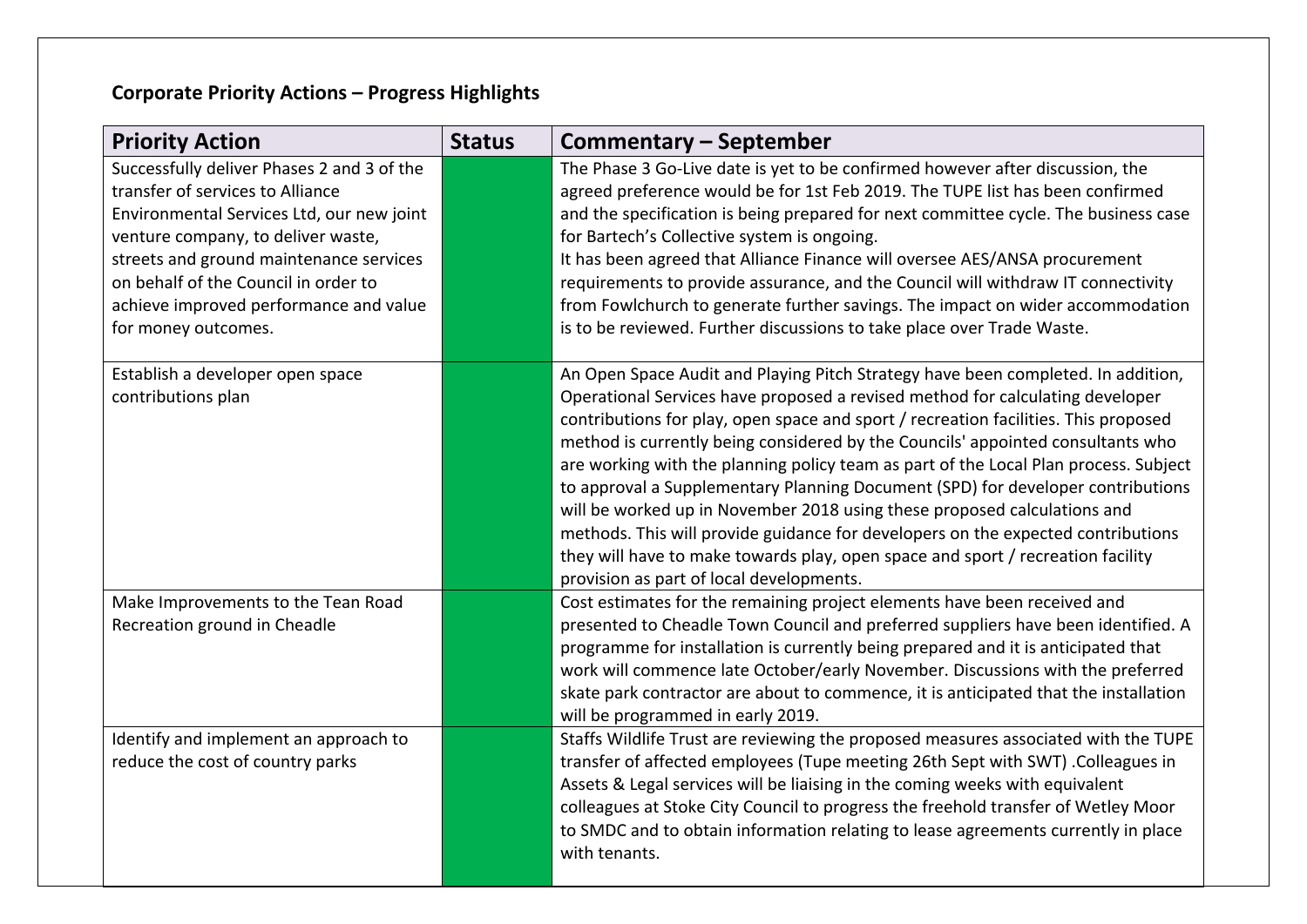**Corporate Priority Actions – Progress Highlights**

| Priority Action | Status | Commentary – September |
|---|---|---|
| Successfully deliver Phases 2 and 3 of the transfer of services to Alliance Environmental Services Ltd, our new joint venture company, to deliver waste, streets and ground maintenance services on behalf of the Council in order to achieve improved performance and value for money outcomes. | | The Phase 3 Go-Live date is yet to be confirmed however after discussion, the agreed preference would be for 1st Feb 2019. The TUPE list has been confirmed and the specification is being prepared for next committee cycle. The business case for Bartech's Collective system is ongoing. It has been agreed that Alliance Finance will oversee AES/ANSA procurement requirements to provide assurance, and the Council will withdraw IT connectivity from Fowlchurch to generate further savings. The impact on wider accommodation is to be reviewed. Further discussions to take place over Trade Waste. |
| Establish a developer open space contributions plan | | An Open Space Audit and Playing Pitch Strategy have been completed. In addition, Operational Services have proposed a revised method for calculating developer contributions for play, open space and sport / recreation facilities. This proposed method is currently being considered by the Councils' appointed consultants who are working with the planning policy team as part of the Local Plan process. Subject to approval a Supplementary Planning Document (SPD) for developer contributions will be worked up in November 2018 using these proposed calculations and methods. This will provide guidance for developers on the expected contributions they will have to make towards play, open space and sport / recreation facility provision as part of local developments. |
| Make Improvements to the Tean Road Recreation ground in Cheadle | | Cost estimates for the remaining project elements have been received and presented to Cheadle Town Council and preferred suppliers have been identified. A programme for installation is currently being prepared and it is anticipated that work will commence late October/early November. Discussions with the preferred skate park contractor are about to commence, it is anticipated that the installation will be programmed in early 2019. |
| Identify and implement an approach to reduce the cost of country parks | | Staffs Wildlife Trust are reviewing the proposed measures associated with the TUPE transfer of affected employees (Tupe meeting 26th Sept with SWT) .Colleagues in Assets & Legal services will be liaising in the coming weeks with equivalent colleagues at Stoke City Council to progress the freehold transfer of Wetley Moor to SMDC and to obtain information relating to lease agreements currently in place with tenants. |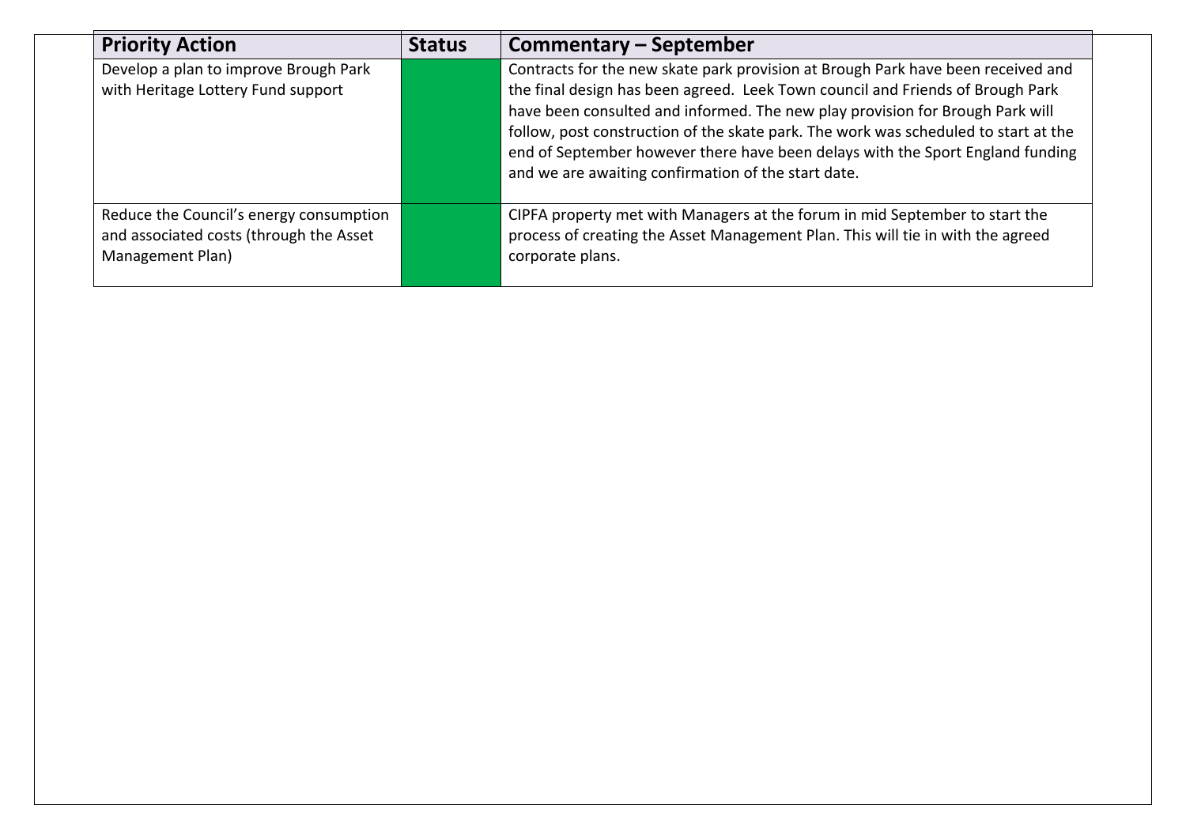| Priority Action | Status | Commentary – September |
|---|---|---|
| Develop a plan to improve Brough Park with Heritage Lottery Fund support | | Contracts for the new skate park provision at Brough Park have been received and the final design has been agreed. Leek Town council and Friends of Brough Park have been consulted and informed. The new play provision for Brough Park will follow, post construction of the skate park. The work was scheduled to start at the end of September however there have been delays with the Sport England funding and we are awaiting confirmation of the start date. |
| Reduce the Council's energy consumption and associated costs (through the Asset Management Plan) | | CIPFA property met with Managers at the forum in mid September to start the process of creating the Asset Management Plan. This will tie in with the agreed corporate plans. |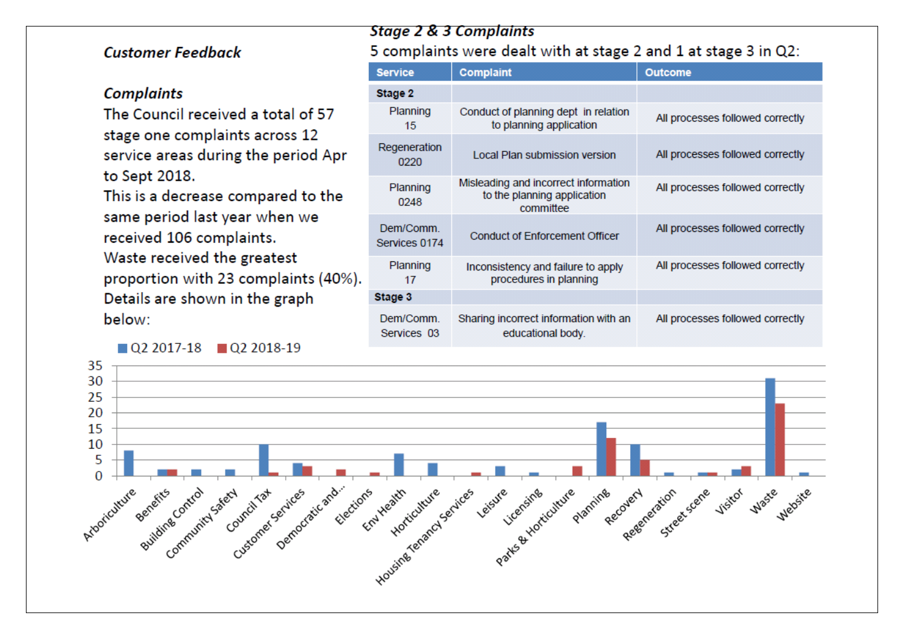## *Customer Feedback*

### *Complaints*

The Council received a total of 57 stage one complaints across 12 service areas during the period Apr to Sept 2018.

This is a decrease compared to the same period last year when we received 106 complaints.

Waste received the greatest proportion with 23 complaints (40%). Details are shown in the graph below:

### *Stage 2 & 3 Complaints*

5 complaints were dealt with at stage 2 and 1 at stage 3 in Q2:

| Service | Complaint | Outcome |
|---|---|---|
| **Stage 2** | | |
| Planning 15 | Conduct of planning dept in relation to planning application | All processes followed correctly |
| Regeneration 0220 | Local Plan submission version | All processes followed correctly |
| Planning 0248 | Misleading and incorrect information to the planning application committee | All processes followed correctly |
| Dem/Comm. Services 0174 | Conduct of Enforcement Officer | All processes followed correctly |
| Planning 17 | Inconsistency and failure to apply procedures in planning | All processes followed correctly |
| **Stage 3** | | |
| Dem/Comm. Services 03 | Sharing incorrect information with an educational body. | All processes followed correctly |

| Service | Q2 2017-18 | Q2 2018-19 |
|---|---|---|
| Arboriculture | 8 | 0 |
| Benefits | 2 | 2 |
| Building Control | 2 | 0 |
| Community Safety | 2 | 0 |
| Council Tax | 10 | 1 |
| Customer Services | 4 | 3 |
| Democratic and... | 0 | 2 |
| Elections | 0 | 1 |
| Env Health | 7 | 0 |
| Horticulture | 4 | 0 |
| Housing Tenancy Services | 0 | 1 |
| Leisure | 3 | 0 |
| Licensing | 1 | 0 |
| Parks & Horticulture | 0 | 3 |
| Planning | 17 | 12 |
| Recovery | 10 | 5 |
| Regeneration | 1 | 0 |
| Street scene | 1 | 1 |
| Visitor | 2 | 3 |
| Waste | 31 | 23 |
| Website | 1 | 0 |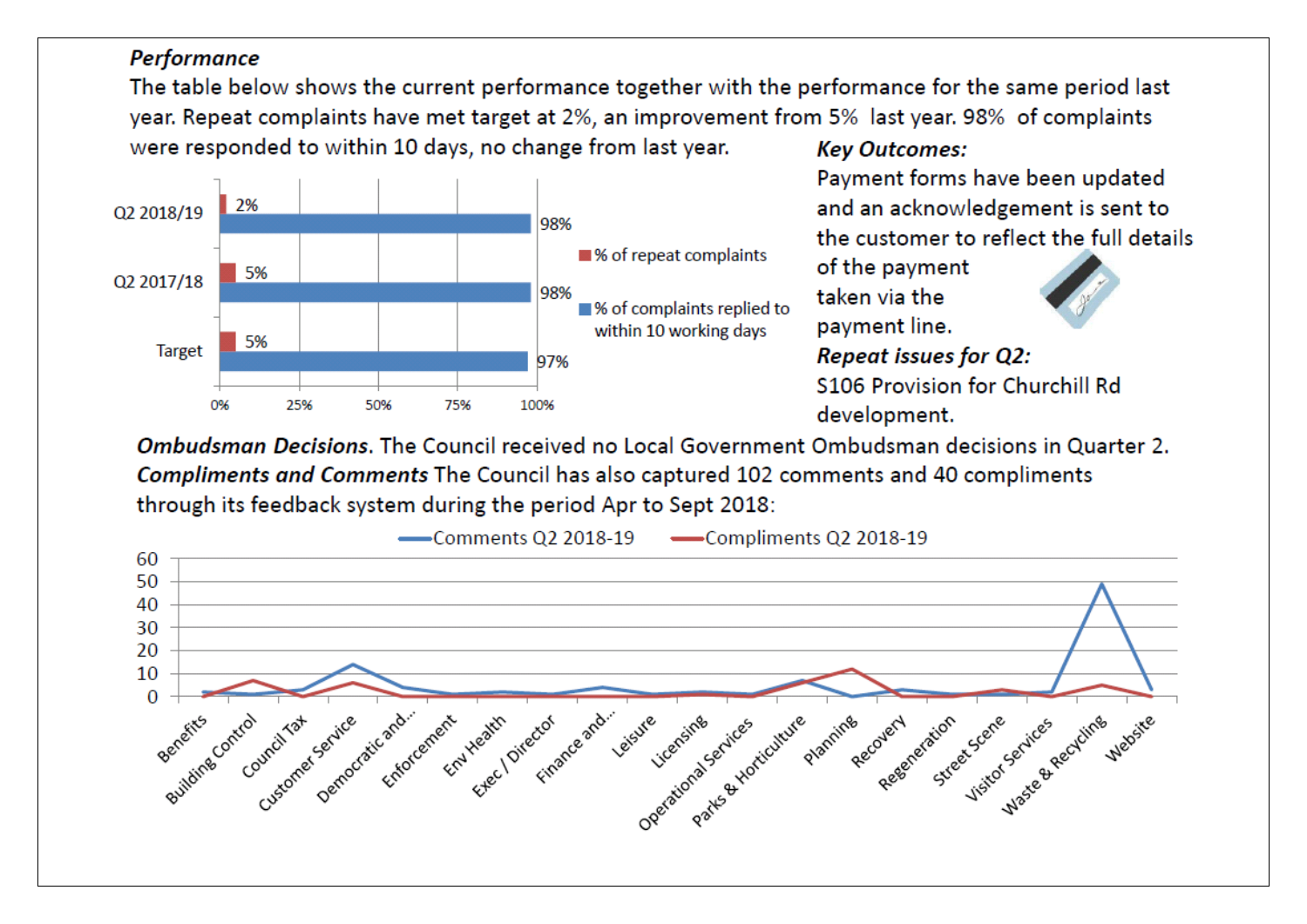***Performance***

The table below shows the current performance together with the performance for the same period last year. Repeat complaints have met target at 2%, an improvement from 5% last year. 98% of complaints were responded to within 10 days, no change from last year.

| | % of repeat complaints | % of complaints replied to within 10 working days |
|---|---|---|
| Q2 2018/19 | 2% | 98% |
| Q2 2017/18 | 5% | 98% |
| Target | 5% | 97% |

***Key Outcomes:***

Payment forms have been updated and an acknowledgement is sent to the customer to reflect the full details of the payment taken via the payment line.

***Repeat issues for Q2:***

S106 Provision for Churchill Rd development.

***Ombudsman Decisions***. The Council received no Local Government Ombudsman decisions in Quarter 2.

***Compliments and Comments*** The Council has also captured 102 comments and 40 compliments through its feedback system during the period Apr to Sept 2018:

Comments Q2 2018-19 / Compliments Q2 2018-19

Benefits, Building Control, Council Tax, Customer Service, Democratic and..., Enforcement, Env Health, Exec / Director, Finance and..., Leisure, Licensing, Operational Services, Parks & Horticulture, Planning, Recovery, Regeneration, Street Scene, Visitor Services, Waste & Recycling, Website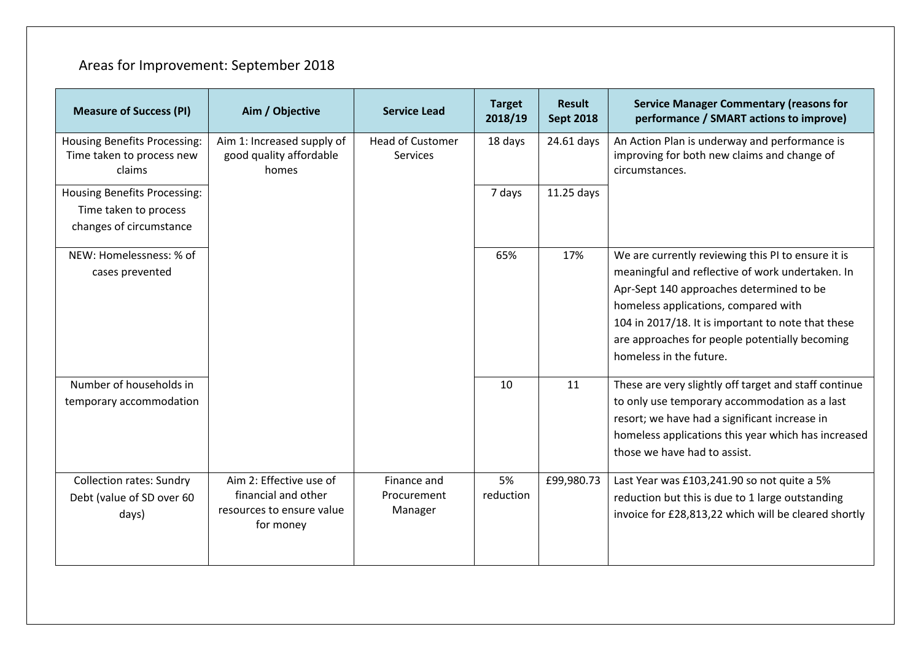## Areas for Improvement: September 2018

| Measure of Success (PI) | Aim / Objective | Service Lead | Target 2018/19 | Result Sept 2018 | Service Manager Commentary (reasons for performance / SMART actions to improve) |
|---|---|---|---|---|---|
| Housing Benefits Processing: Time taken to process new claims | Aim 1: Increased supply of good quality affordable homes | Head of Customer Services | 18 days | 24.61 days | An Action Plan is underway and performance is improving for both new claims and change of circumstances. |
| Housing Benefits Processing: Time taken to process changes of circumstance | | | 7 days | 11.25 days | |
| NEW: Homelessness: % of cases prevented | | | 65% | 17% | We are currently reviewing this PI to ensure it is meaningful and reflective of work undertaken. In Apr-Sept 140 approaches determined to be homeless applications, compared with 104 in 2017/18. It is important to note that these are approaches for people potentially becoming homeless in the future. |
| Number of households in temporary accommodation | | | 10 | 11 | These are very slightly off target and staff continue to only use temporary accommodation as a last resort; we have had a significant increase in homeless applications this year which has increased those we have had to assist. |
| Collection rates: Sundry Debt (value of SD over 60 days) | Aim 2: Effective use of financial and other resources to ensure value for money | Finance and Procurement Manager | 5% reduction | £99,980.73 | Last Year was £103,241.90 so not quite a 5% reduction but this is due to 1 large outstanding invoice for £28,813,22 which will be cleared shortly |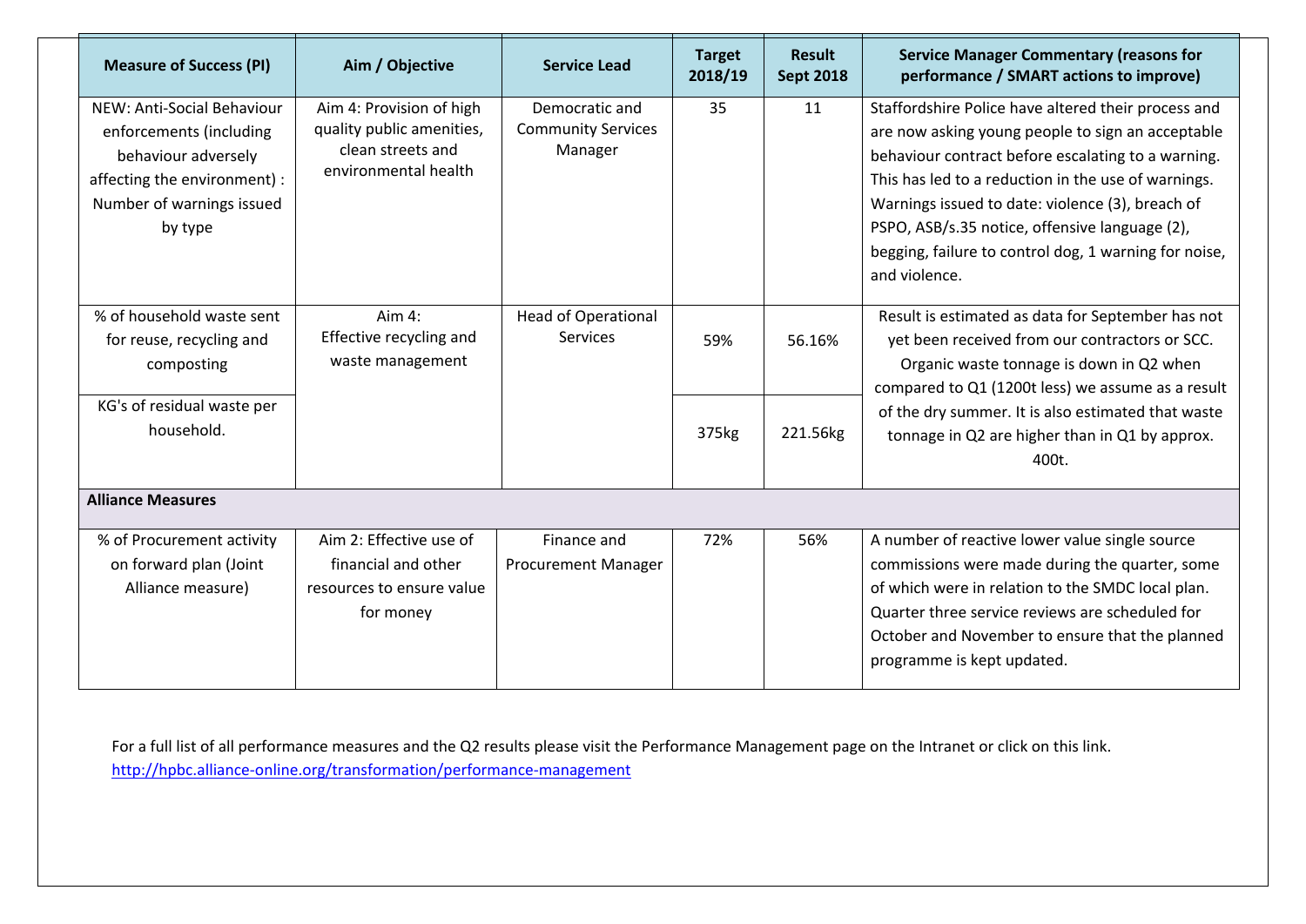| Measure of Success (PI) | Aim / Objective | Service Lead | Target 2018/19 | Result Sept 2018 | Service Manager Commentary (reasons for performance / SMART actions to improve) |
|---|---|---|---|---|---|
| NEW: Anti-Social Behaviour enforcements (including behaviour adversely affecting the environment) : Number of warnings issued by type | Aim 4: Provision of high quality public amenities, clean streets and environmental health | Democratic and Community Services Manager | 35 | 11 | Staffordshire Police have altered their process and are now asking young people to sign an acceptable behaviour contract before escalating to a warning. This has led to a reduction in the use of warnings. Warnings issued to date: violence (3), breach of PSPO, ASB/s.35 notice, offensive language (2), begging, failure to control dog, 1 warning for noise, and violence. |
| % of household waste sent for reuse, recycling and composting | Aim 4: Effective recycling and waste management | Head of Operational Services | 59% | 56.16% | Result is estimated as data for September has not yet been received from our contractors or SCC. Organic waste tonnage is down in Q2 when compared to Q1 (1200t less) we assume as a result of the dry summer. It is also estimated that waste tonnage in Q2 are higher than in Q1 by approx. 400t. |
| KG's of residual waste per household. | | | 375kg | 221.56kg | |
| **Alliance Measures** | | | | | |
| % of Procurement activity on forward plan (Joint Alliance measure) | Aim 2: Effective use of financial and other resources to ensure value for money | Finance and Procurement Manager | 72% | 56% | A number of reactive lower value single source commissions were made during the quarter, some of which were in relation to the SMDC local plan. Quarter three service reviews are scheduled for October and November to ensure that the planned programme is kept updated. |

For a full list of all performance measures and the Q2 results please visit the Performance Management page on the Intranet or click on this link. http://hpbc.alliance-online.org/transformation/performance-management